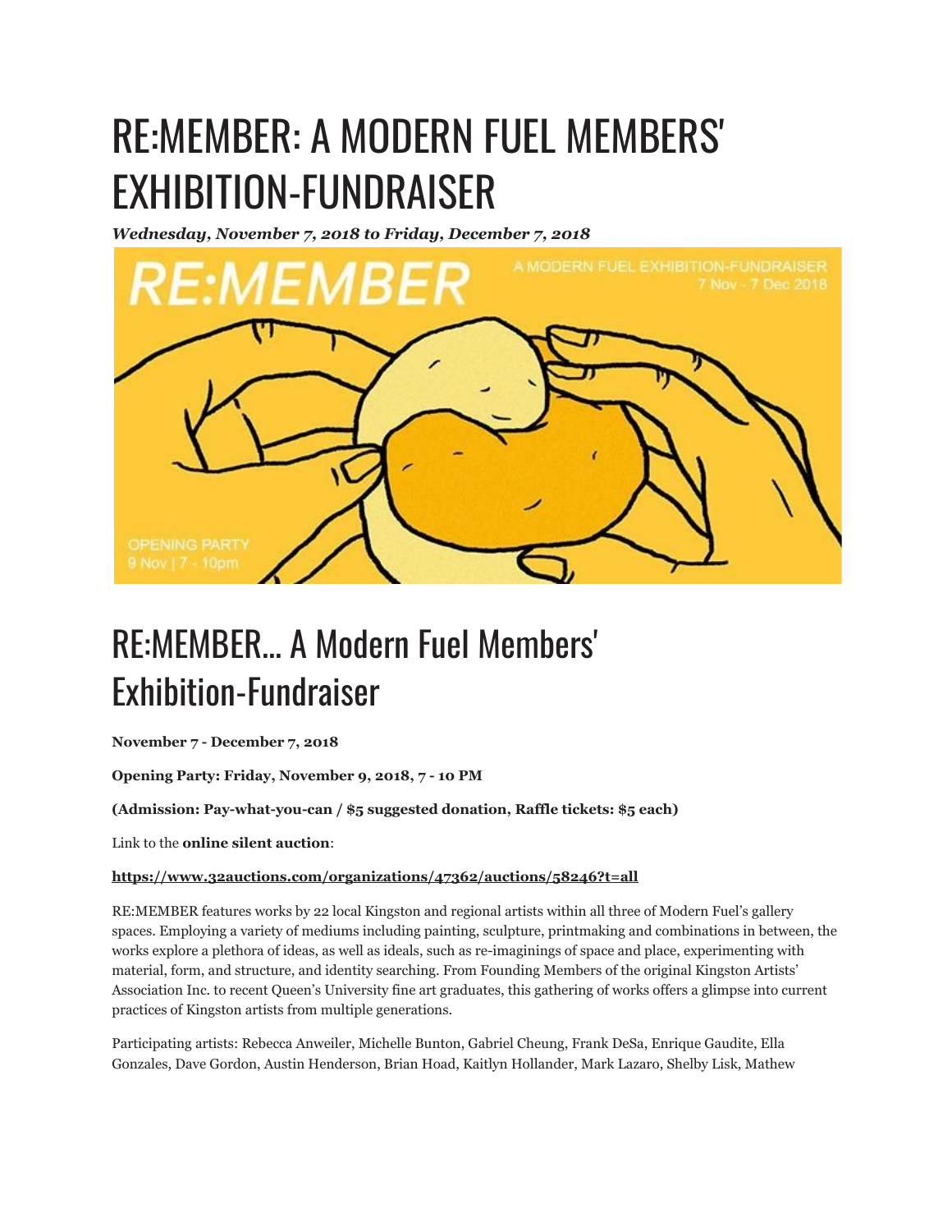# RE:MEMBER: A MODERN FUEL MEMBERS' EXHIBITION-FUNDRAISER

***Wednesday, November 7, 2018 to Friday, December 7, 2018***

## RE:MEMBER... A Modern Fuel Members' Exhibition-Fundraiser

**November 7 - December 7, 2018**

**Opening Party: Friday, November 9, 2018, 7 - 10 PM**

**(Admission: Pay-what-you-can / $5 suggested donation, Raffle tickets: $5 each)**

Link to the **online silent auction**:

**https://www.32auctions.com/organizations/47362/auctions/58246?t=all**

RE:MEMBER features works by 22 local Kingston and regional artists within all three of Modern Fuel's gallery spaces. Employing a variety of mediums including painting, sculpture, printmaking and combinations in between, the works explore a plethora of ideas, as well as ideals, such as re-imaginings of space and place, experimenting with material, form, and structure, and identity searching. From Founding Members of the original Kingston Artists' Association Inc. to recent Queen's University fine art graduates, this gathering of works offers a glimpse into current practices of Kingston artists from multiple generations.

Participating artists: Rebecca Anweiler, Michelle Bunton, Gabriel Cheung, Frank DeSa, Enrique Gaudite, Ella Gonzales, Dave Gordon, Austin Henderson, Brian Hoad, Kaitlyn Hollander, Mark Lazaro, Shelby Lisk, Mathew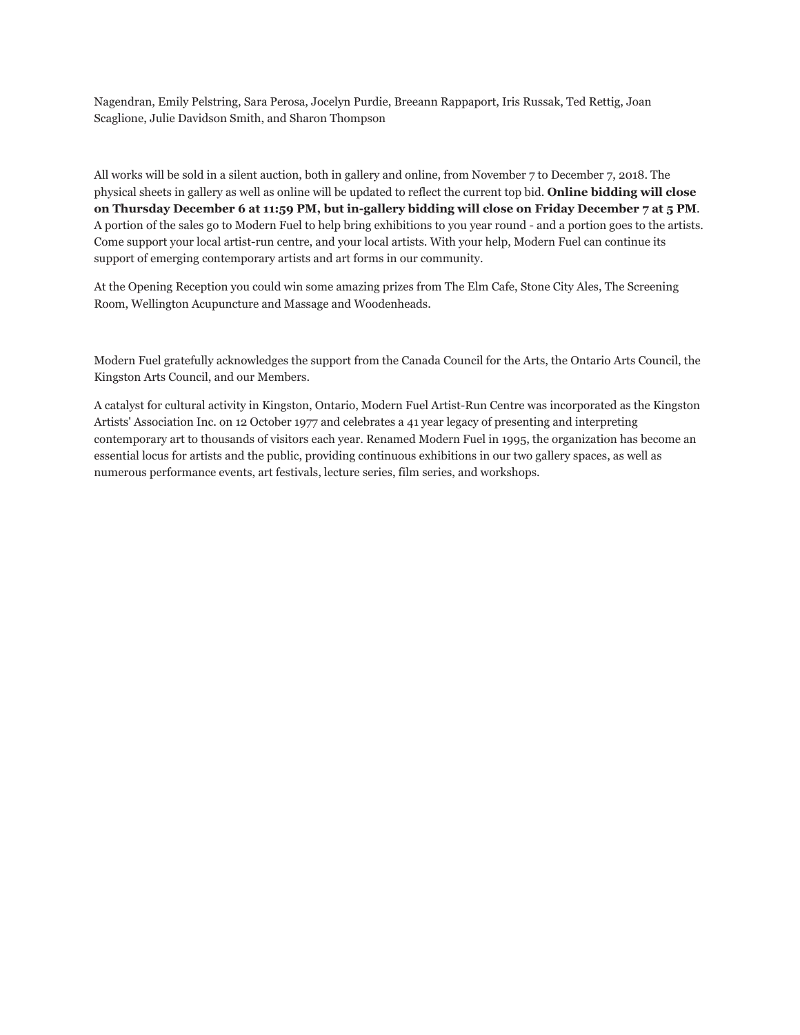Nagendran, Emily Pelstring, Sara Perosa, Jocelyn Purdie, Breeann Rappaport, Iris Russak, Ted Rettig, Joan Scaglione, Julie Davidson Smith, and Sharon Thompson

All works will be sold in a silent auction, both in gallery and online, from November 7 to December 7, 2018. The physical sheets in gallery as well as online will be updated to reflect the current top bid. **Online bidding will close on Thursday December 6 at 11:59 PM, but in-gallery bidding will close on Friday December 7 at 5 PM**. A portion of the sales go to Modern Fuel to help bring exhibitions to you year round - and a portion goes to the artists. Come support your local artist-run centre, and your local artists. With your help, Modern Fuel can continue its support of emerging contemporary artists and art forms in our community.

At the Opening Reception you could win some amazing prizes from The Elm Cafe, Stone City Ales, The Screening Room, Wellington Acupuncture and Massage and Woodenheads.

Modern Fuel gratefully acknowledges the support from the Canada Council for the Arts, the Ontario Arts Council, the Kingston Arts Council, and our Members.

A catalyst for cultural activity in Kingston, Ontario, Modern Fuel Artist-Run Centre was incorporated as the Kingston Artists' Association Inc. on 12 October 1977 and celebrates a 41 year legacy of presenting and interpreting contemporary art to thousands of visitors each year. Renamed Modern Fuel in 1995, the organization has become an essential locus for artists and the public, providing continuous exhibitions in our two gallery spaces, as well as numerous performance events, art festivals, lecture series, film series, and workshops.